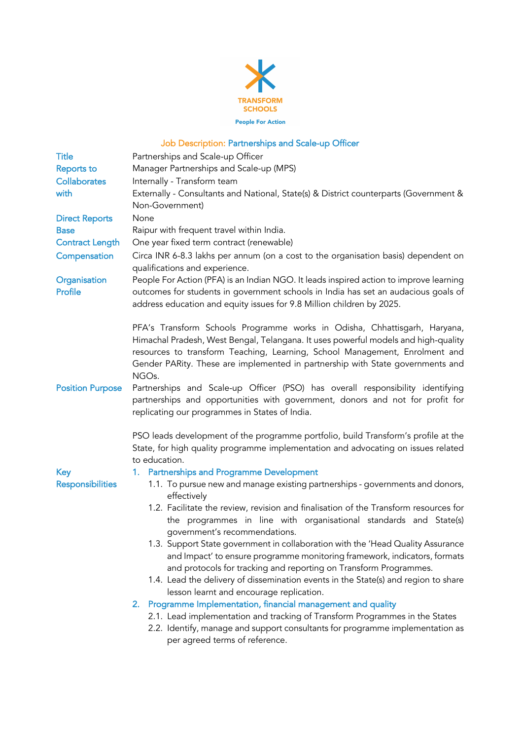TRANSFORM SCHOOLS

People For Action

# Job Description: Partnerships and Scale-up Officer

| | |
|---|---|
| **Title** | Partnerships and Scale-up Officer |
| **Reports to** | Manager Partnerships and Scale-up (MPS) |
| **Collaborates with** | Internally - Transform team<br>Externally - Consultants and National, State(s) & District counterparts (Government & Non-Government) |
| **Direct Reports** | None |
| **Base** | Raipur with frequent travel within India. |
| **Contract Length** | One year fixed term contract (renewable) |
| **Compensation** | Circa INR 6-8.3 lakhs per annum (on a cost to the organisation basis) dependent on qualifications and experience. |
| **Organisation Profile** | People For Action (PFA) is an Indian NGO. It leads inspired action to improve learning outcomes for students in government schools in India has set an audacious goals of address education and equity issues for 9.8 Million children by 2025.<br><br>PFA's Transform Schools Programme works in Odisha, Chhattisgarh, Haryana, Himachal Pradesh, West Bengal, Telangana. It uses powerful models and high-quality resources to transform Teaching, Learning, School Management, Enrolment and Gender PARity. These are implemented in partnership with State governments and NGOs. |
| **Position Purpose** | Partnerships and Scale-up Officer (PSO) has overall responsibility identifying partnerships and opportunities with government, donors and not for profit for replicating our programmes in States of India.<br><br>PSO leads development of the programme portfolio, build Transform's profile at the State, for high quality programme implementation and advocating on issues related to education. |

## Key Responsibilities

1. **Partnerships and Programme Development**
   1.1. To pursue new and manage existing partnerships - governments and donors, effectively
   1.2. Facilitate the review, revision and finalisation of the Transform resources for the programmes in line with organisational standards and State(s) government's recommendations.
   1.3. Support State government in collaboration with the 'Head Quality Assurance and Impact' to ensure programme monitoring framework, indicators, formats and protocols for tracking and reporting on Transform Programmes.
   1.4. Lead the delivery of dissemination events in the State(s) and region to share lesson learnt and encourage replication.
2. **Programme Implementation, financial management and quality**
   2.1. Lead implementation and tracking of Transform Programmes in the States
   2.2. Identify, manage and support consultants for programme implementation as per agreed terms of reference.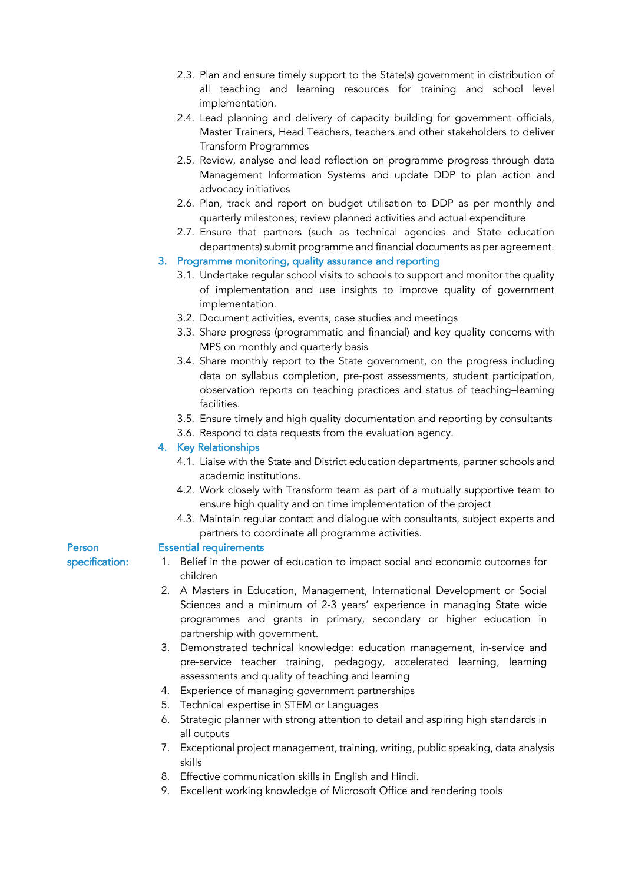2.3. Plan and ensure timely support to the State(s) government in distribution of all teaching and learning resources for training and school level implementation.
2.4. Lead planning and delivery of capacity building for government officials, Master Trainers, Head Teachers, teachers and other stakeholders to deliver Transform Programmes
2.5. Review, analyse and lead reflection on programme progress through data Management Information Systems and update DDP to plan action and advocacy initiatives
2.6. Plan, track and report on budget utilisation to DDP as per monthly and quarterly milestones; review planned activities and actual expenditure
2.7. Ensure that partners (such as technical agencies and State education departments) submit programme and financial documents as per agreement.

3. Programme monitoring, quality assurance and reporting
3.1. Undertake regular school visits to schools to support and monitor the quality of implementation and use insights to improve quality of government implementation.
3.2. Document activities, events, case studies and meetings
3.3. Share progress (programmatic and financial) and key quality concerns with MPS on monthly and quarterly basis
3.4. Share monthly report to the State government, on the progress including data on syllabus completion, pre-post assessments, student participation, observation reports on teaching practices and status of teaching–learning facilities.
3.5. Ensure timely and high quality documentation and reporting by consultants
3.6. Respond to data requests from the evaluation agency.

4. Key Relationships
4.1. Liaise with the State and District education departments, partner schools and academic institutions.
4.2. Work closely with Transform team as part of a mutually supportive team to ensure high quality and on time implementation of the project
4.3. Maintain regular contact and dialogue with consultants, subject experts and partners to coordinate all programme activities.

**Person specification:**

Essential requirements

1. Belief in the power of education to impact social and economic outcomes for children
2. A Masters in Education, Management, International Development or Social Sciences and a minimum of 2-3 years' experience in managing State wide programmes and grants in primary, secondary or higher education in partnership with government.
3. Demonstrated technical knowledge: education management, in-service and pre-service teacher training, pedagogy, accelerated learning, learning assessments and quality of teaching and learning
4. Experience of managing government partnerships
5. Technical expertise in STEM or Languages
6. Strategic planner with strong attention to detail and aspiring high standards in all outputs
7. Exceptional project management, training, writing, public speaking, data analysis skills
8. Effective communication skills in English and Hindi.
9. Excellent working knowledge of Microsoft Office and rendering tools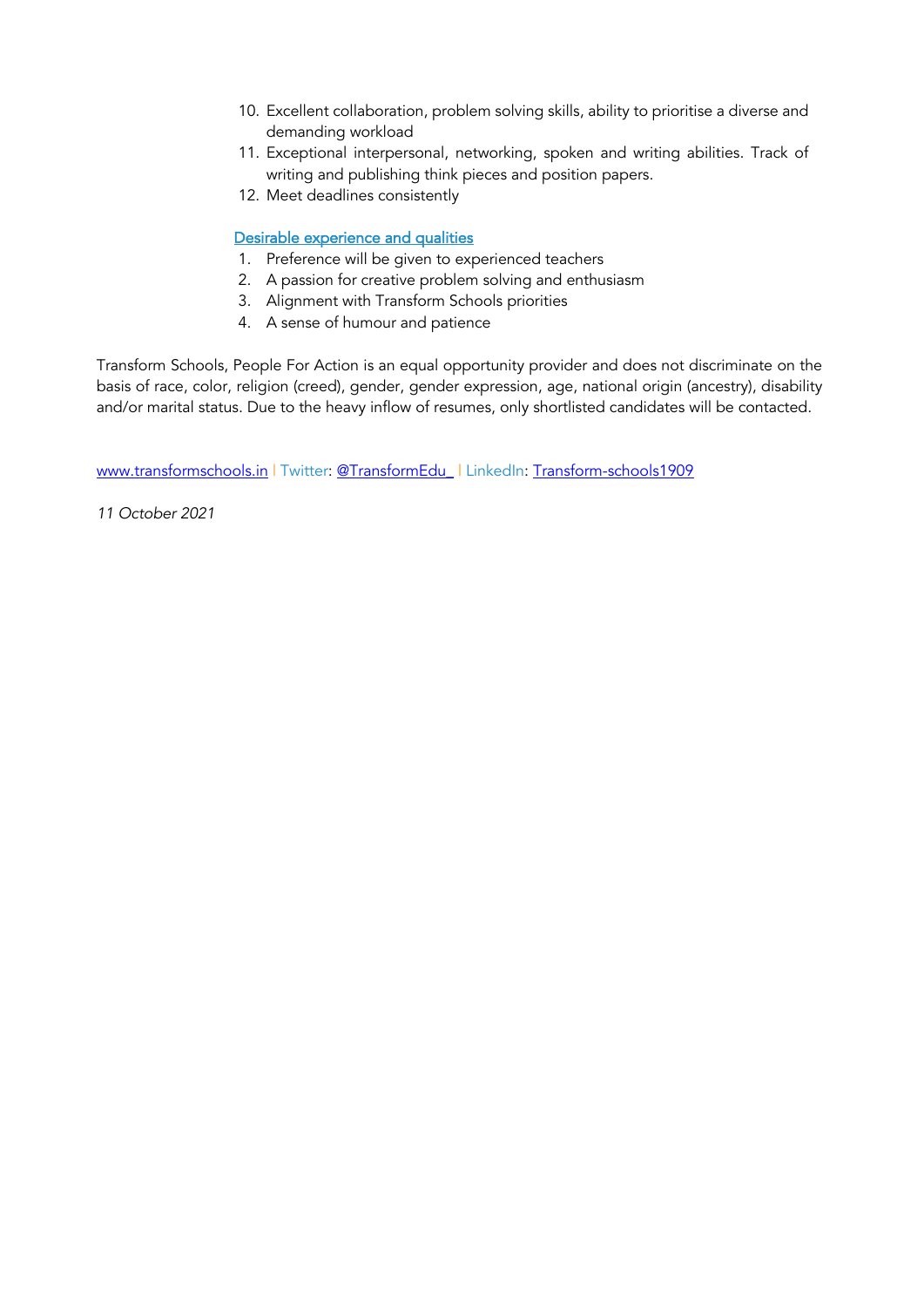10. Excellent collaboration, problem solving skills, ability to prioritise a diverse and demanding workload
11. Exceptional interpersonal, networking, spoken and writing abilities. Track of writing and publishing think pieces and position papers.
12. Meet deadlines consistently

### Desirable experience and qualities

1. Preference will be given to experienced teachers
2. A passion for creative problem solving and enthusiasm
3. Alignment with Transform Schools priorities
4. A sense of humour and patience

Transform Schools, People For Action is an equal opportunity provider and does not discriminate on the basis of race, color, religion (creed), gender, gender expression, age, national origin (ancestry), disability and/or marital status. Due to the heavy inflow of resumes, only shortlisted candidates will be contacted.

www.transformschools.in | Twitter: @TransformEdu_ | LinkedIn: Transform-schools1909

*11 October 2021*